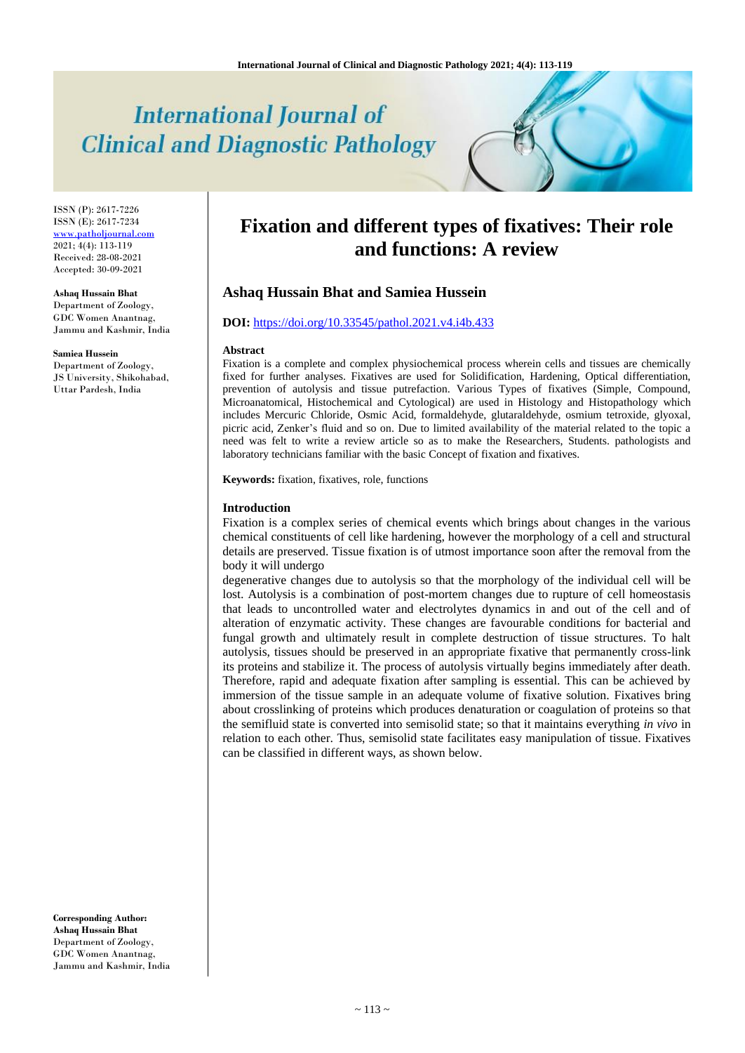# International Journal of Clinical and Diagnostic Pathology

ISSN (P): 2617-7226
ISSN (E): 2617-7234
www.patholjournal.com
2021; 4(4): 113-119
Received: 28-08-2021
Accepted: 30-09-2021

**Ashaq Hussain Bhat**
Department of Zoology, GDC Women Anantnag, Jammu and Kashmir, India

**Samiea Hussein**
Department of Zoology, JS University, Shikohabad, Uttar Pardesh, India

**Corresponding Author:**
**Ashaq Hussain Bhat**
Department of Zoology, GDC Women Anantnag, Jammu and Kashmir, India

# Fixation and different types of fixatives: Their role and functions: A review

## Ashaq Hussain Bhat and Samiea Hussein

**DOI:** https://doi.org/10.33545/pathol.2021.v4.i4b.433

### Abstract

Fixation is a complete and complex physiochemical process wherein cells and tissues are chemically fixed for further analyses. Fixatives are used for Solidification, Hardening, Optical differentiation, prevention of autolysis and tissue putrefaction. Various Types of fixatives (Simple, Compound, Microanatomical, Histochemical and Cytological) are used in Histology and Histopathology which includes Mercuric Chloride, Osmic Acid, formaldehyde, glutaraldehyde, osmium tetroxide, glyoxal, picric acid, Zenker's fluid and so on. Due to limited availability of the material related to the topic a need was felt to write a review article so as to make the Researchers, Students. pathologists and laboratory technicians familiar with the basic Concept of fixation and fixatives.

**Keywords:** fixation, fixatives, role, functions

### Introduction

Fixation is a complex series of chemical events which brings about changes in the various chemical constituents of cell like hardening, however the morphology of a cell and structural details are preserved. Tissue fixation is of utmost importance soon after the removal from the body it will undergo degenerative changes due to autolysis so that the morphology of the individual cell will be lost. Autolysis is a combination of post-mortem changes due to rupture of cell homeostasis that leads to uncontrolled water and electrolytes dynamics in and out of the cell and of alteration of enzymatic activity. These changes are favourable conditions for bacterial and fungal growth and ultimately result in complete destruction of tissue structures. To halt autolysis, tissues should be preserved in an appropriate fixative that permanently cross-link its proteins and stabilize it. The process of autolysis virtually begins immediately after death. Therefore, rapid and adequate fixation after sampling is essential. This can be achieved by immersion of the tissue sample in an adequate volume of fixative solution. Fixatives bring about crosslinking of proteins which produces denaturation or coagulation of proteins so that the semifluid state is converted into semisolid state; so that it maintains everything *in vivo* in relation to each other. Thus, semisolid state facilitates easy manipulation of tissue. Fixatives can be classified in different ways, as shown below.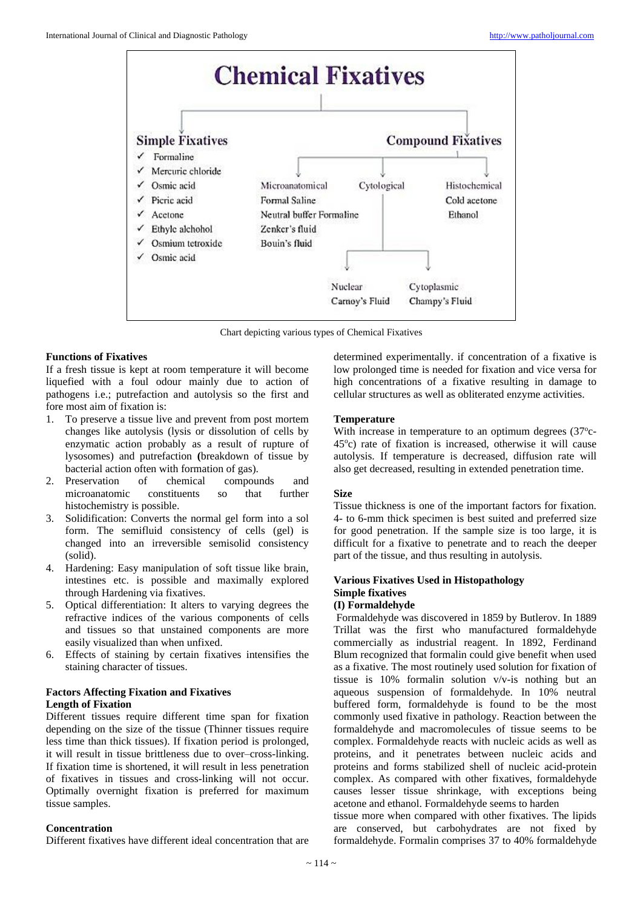Chemical Fixatives

Simple Fixatives
- ✓ Formaline
- ✓ Mercuric chloride
- ✓ Osmic acid
- ✓ Picric acid
- ✓ Acetone
- ✓ Ethylc alchohol
- ✓ Osmium tetroxide
- ✓ Osmic acid

Compound Fixatives
- Microanatomical: Formal Saline, Neutral buffer Formaline, Zenker's fluid, Bouin's fluid
- Cytological
  - Nuclear: Carnoy's Fluid
  - Cytoplasmic: Champy's Fluid
- Histochemical: Cold acetone, Ethanol

Chart depicting various types of Chemical Fixatives

### Functions of Fixatives

If a fresh tissue is kept at room temperature it will become liquefied with a foul odour mainly due to action of pathogens i.e.; putrefaction and autolysis so the first and fore most aim of fixation is:

1. To preserve a tissue live and prevent from post mortem changes like autolysis (lysis or dissolution of cells by enzymatic action probably as a result of rupture of lysosomes) and putrefaction **(**breakdown of tissue by bacterial action often with formation of gas).
2. Preservation of chemical compounds and microanatomic constituents so that further histochemistry is possible.
3. Solidification: Converts the normal gel form into a sol form. The semifluid consistency of cells (gel) is changed into an irreversible semisolid consistency (solid).
4. Hardening: Easy manipulation of soft tissue like brain, intestines etc. is possible and maximally explored through Hardening via fixatives.
5. Optical differentiation: It alters to varying degrees the refractive indices of the various components of cells and tissues so that unstained components are more easily visualized than when unfixed.
6. Effects of staining by certain fixatives intensifies the staining character of tissues.

### Factors Affecting Fixation and Fixatives

**Length of Fixation**

Different tissues require different time span for fixation depending on the size of the tissue (Thinner tissues require less time than thick tissues). If fixation period is prolonged, it will result in tissue brittleness due to over–cross-linking. If fixation time is shortened, it will result in less penetration of fixatives in tissues and cross-linking will not occur. Optimally overnight fixation is preferred for maximum tissue samples.

**Concentration**

Different fixatives have different ideal concentration that are determined experimentally. if concentration of a fixative is low prolonged time is needed for fixation and vice versa for high concentrations of a fixative resulting in damage to cellular structures as well as obliterated enzyme activities.

**Temperature**

With increase in temperature to an optimum degrees ($37^{o}$c-$45^{o}$c) rate of fixation is increased, otherwise it will cause autolysis. If temperature is decreased, diffusion rate will also get decreased, resulting in extended penetration time.

**Size**

Tissue thickness is one of the important factors for fixation. 4- to 6-mm thick specimen is best suited and preferred size for good penetration. If the sample size is too large, it is difficult for a fixative to penetrate and to reach the deeper part of the tissue, and thus resulting in autolysis.

### Various Fixatives Used in Histopathology

**Simple fixatives**

**(I) Formaldehyde**

Formaldehyde was discovered in 1859 by Butlerov. In 1889 Trillat was the first who manufactured formaldehyde commercially as industrial reagent. In 1892, Ferdinand Blum recognized that formalin could give benefit when used as a fixative. The most routinely used solution for fixation of tissue is 10% formalin solution v/v-is nothing but an aqueous suspension of formaldehyde. In 10% neutral buffered form, formaldehyde is found to be the most commonly used fixative in pathology. Reaction between the formaldehyde and macromolecules of tissue seems to be complex. Formaldehyde reacts with nucleic acids as well as proteins, and it penetrates between nucleic acids and proteins and forms stabilized shell of nucleic acid-protein complex. As compared with other fixatives, formaldehyde causes lesser tissue shrinkage, with exceptions being acetone and ethanol. Formaldehyde seems to harden tissue more when compared with other fixatives. The lipids are conserved, but carbohydrates are not fixed by formaldehyde. Formalin comprises 37 to 40% formaldehyde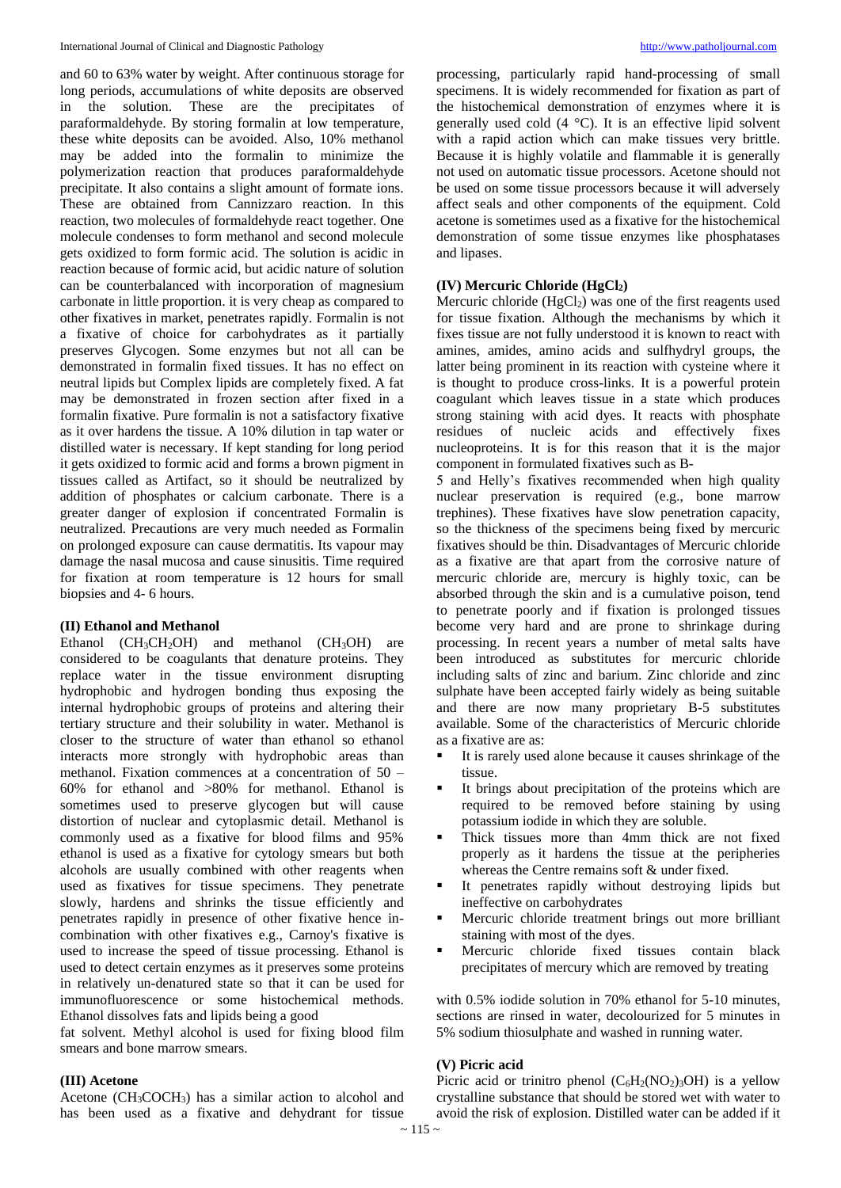and 60 to 63% water by weight. After continuous storage for long periods, accumulations of white deposits are observed in the solution. These are the precipitates of paraformaldehyde. By storing formalin at low temperature, these white deposits can be avoided. Also, 10% methanol may be added into the formalin to minimize the polymerization reaction that produces paraformaldehyde precipitate. It also contains a slight amount of formate ions. These are obtained from Cannizzaro reaction. In this reaction, two molecules of formaldehyde react together. One molecule condenses to form methanol and second molecule gets oxidized to form formic acid. The solution is acidic in reaction because of formic acid, but acidic nature of solution can be counterbalanced with incorporation of magnesium carbonate in little proportion. it is very cheap as compared to other fixatives in market, penetrates rapidly. Formalin is not a fixative of choice for carbohydrates as it partially preserves Glycogen. Some enzymes but not all can be demonstrated in formalin fixed tissues. It has no effect on neutral lipids but Complex lipids are completely fixed. A fat may be demonstrated in frozen section after fixed in a formalin fixative. Pure formalin is not a satisfactory fixative as it over hardens the tissue. A 10% dilution in tap water or distilled water is necessary. If kept standing for long period it gets oxidized to formic acid and forms a brown pigment in tissues called as Artifact, so it should be neutralized by addition of phosphates or calcium carbonate. There is a greater danger of explosion if concentrated Formalin is neutralized. Precautions are very much needed as Formalin on prolonged exposure can cause dermatitis. Its vapour may damage the nasal mucosa and cause sinusitis. Time required for fixation at room temperature is 12 hours for small biopsies and 4- 6 hours.

### (II) Ethanol and Methanol

Ethanol ($CH_3CH_2OH$) and methanol ($CH_3OH$) are considered to be coagulants that denature proteins. They replace water in the tissue environment disrupting hydrophobic and hydrogen bonding thus exposing the internal hydrophobic groups of proteins and altering their tertiary structure and their solubility in water. Methanol is closer to the structure of water than ethanol so ethanol interacts more strongly with hydrophobic areas than methanol. Fixation commences at a concentration of 50 – 60% for ethanol and >80% for methanol. Ethanol is sometimes used to preserve glycogen but will cause distortion of nuclear and cytoplasmic detail. Methanol is commonly used as a fixative for blood films and 95% ethanol is used as a fixative for cytology smears but both alcohols are usually combined with other reagents when used as fixatives for tissue specimens. They penetrate slowly, hardens and shrinks the tissue efficiently and penetrates rapidly in presence of other fixative hence in-combination with other fixatives e.g., Carnoy's fixative is used to increase the speed of tissue processing. Ethanol is used to detect certain enzymes as it preserves some proteins in relatively un-denatured state so that it can be used for immunofluorescence or some histochemical methods. Ethanol dissolves fats and lipids being a good fat solvent. Methyl alcohol is used for fixing blood film smears and bone marrow smears.

### (III) Acetone

Acetone ($CH_3COCH_3$) has a similar action to alcohol and has been used as a fixative and dehydrant for tissue processing, particularly rapid hand-processing of small specimens. It is widely recommended for fixation as part of the histochemical demonstration of enzymes where it is generally used cold (4 °C). It is an effective lipid solvent with a rapid action which can make tissues very brittle. Because it is highly volatile and flammable it is generally not used on automatic tissue processors. Acetone should not be used on some tissue processors because it will adversely affect seals and other components of the equipment. Cold acetone is sometimes used as a fixative for the histochemical demonstration of some tissue enzymes like phosphatases and lipases.

### (IV) Mercuric Chloride ($HgCl_2$)

Mercuric chloride ($HgCl_2$) was one of the first reagents used for tissue fixation. Although the mechanisms by which it fixes tissue are not fully understood it is known to react with amines, amides, amino acids and sulfhydryl groups, the latter being prominent in its reaction with cysteine where it is thought to produce cross-links. It is a powerful protein coagulant which leaves tissue in a state which produces strong staining with acid dyes. It reacts with phosphate residues of nucleic acids and effectively fixes nucleoproteins. It is for this reason that it is the major component in formulated fixatives such as B-5 and Helly's fixatives recommended when high quality nuclear preservation is required (e.g., bone marrow trephines). These fixatives have slow penetration capacity, so the thickness of the specimens being fixed by mercuric fixatives should be thin. Disadvantages of Mercuric chloride as a fixative are that apart from the corrosive nature of mercuric chloride are, mercury is highly toxic, can be absorbed through the skin and is a cumulative poison, tend to penetrate poorly and if fixation is prolonged tissues become very hard and are prone to shrinkage during processing. In recent years a number of metal salts have been introduced as substitutes for mercuric chloride including salts of zinc and barium. Zinc chloride and zinc sulphate have been accepted fairly widely as being suitable and there are now many proprietary B-5 substitutes available. Some of the characteristics of Mercuric chloride as a fixative are as:

- It is rarely used alone because it causes shrinkage of the tissue.
- It brings about precipitation of the proteins which are required to be removed before staining by using potassium iodide in which they are soluble.
- Thick tissues more than 4mm thick are not fixed properly as it hardens the tissue at the peripheries whereas the Centre remains soft & under fixed.
- It penetrates rapidly without destroying lipids but ineffective on carbohydrates
- Mercuric chloride treatment brings out more brilliant staining with most of the dyes.
- Mercuric chloride fixed tissues contain black precipitates of mercury which are removed by treating with 0.5% iodide solution in 70% ethanol for 5-10 minutes, sections are rinsed in water, decolourized for 5 minutes in 5% sodium thiosulphate and washed in running water.

### (V) Picric acid

Picric acid or trinitro phenol ($C_6H_2(NO_2)_3OH$) is a yellow crystalline substance that should be stored wet with water to avoid the risk of explosion. Distilled water can be added if it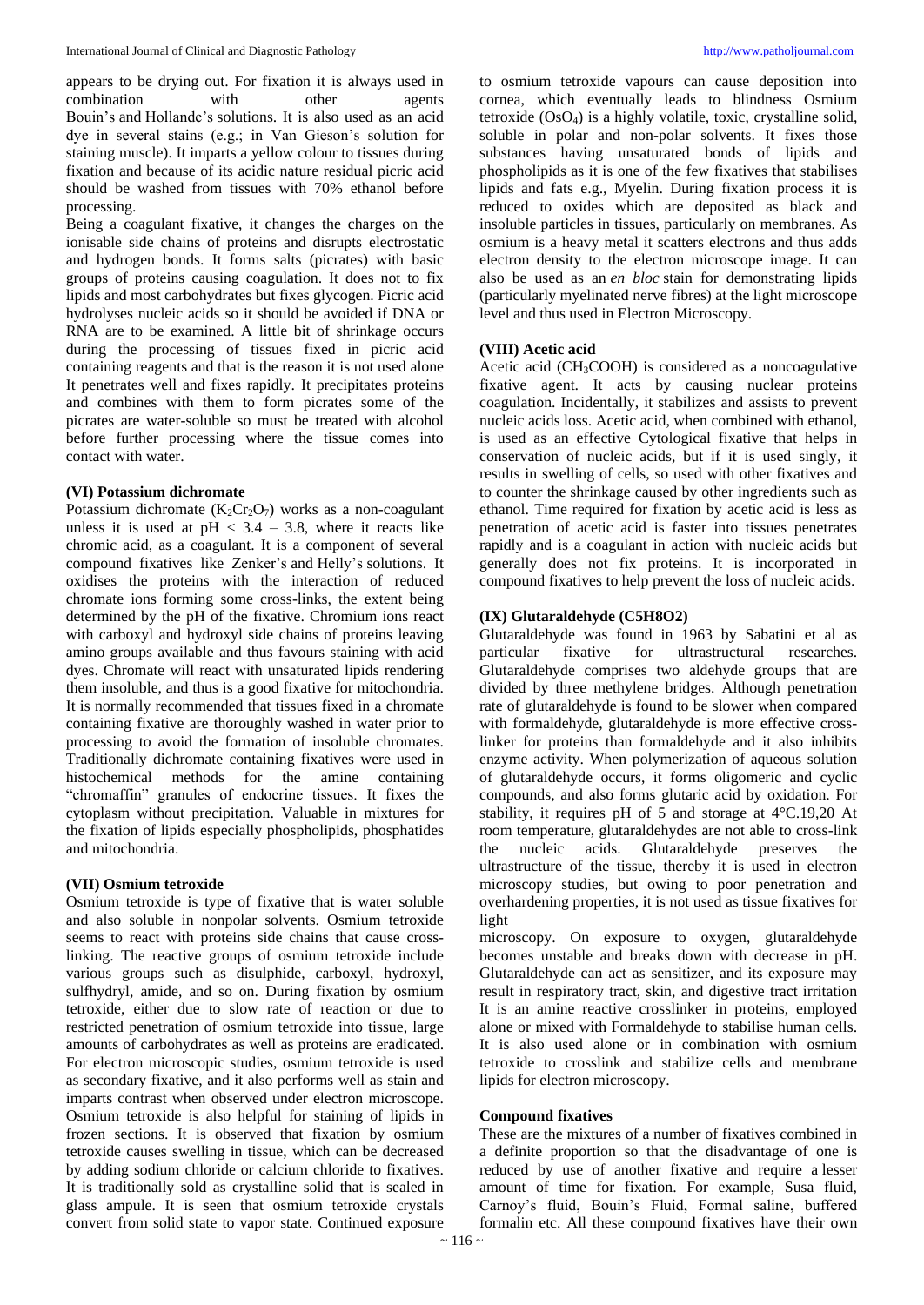appears to be drying out. For fixation it is always used in combination with other agents Bouin's and Hollande's solutions. It is also used as an acid dye in several stains (e.g.; in Van Gieson's solution for staining muscle). It imparts a yellow colour to tissues during fixation and because of its acidic nature residual picric acid should be washed from tissues with 70% ethanol before processing.

Being a coagulant fixative, it changes the charges on the ionisable side chains of proteins and disrupts electrostatic and hydrogen bonds. It forms salts (picrates) with basic groups of proteins causing coagulation. It does not to fix lipids and most carbohydrates but fixes glycogen. Picric acid hydrolyses nucleic acids so it should be avoided if DNA or RNA are to be examined. A little bit of shrinkage occurs during the processing of tissues fixed in picric acid containing reagents and that is the reason it is not used alone It penetrates well and fixes rapidly. It precipitates proteins and combines with them to form picrates some of the picrates are water-soluble so must be treated with alcohol before further processing where the tissue comes into contact with water.

**(VI) Potassium dichromate**

Potassium dichromate ($K_2Cr_2O_7$) works as a non-coagulant unless it is used at pH < 3.4 – 3.8, where it reacts like chromic acid, as a coagulant. It is a component of several compound fixatives like Zenker's and Helly's solutions. It oxidises the proteins with the interaction of reduced chromate ions forming some cross-links, the extent being determined by the pH of the fixative. Chromium ions react with carboxyl and hydroxyl side chains of proteins leaving amino groups available and thus favours staining with acid dyes. Chromate will react with unsaturated lipids rendering them insoluble, and thus is a good fixative for mitochondria. It is normally recommended that tissues fixed in a chromate containing fixative are thoroughly washed in water prior to processing to avoid the formation of insoluble chromates. Traditionally dichromate containing fixatives were used in histochemical methods for the amine containing "chromaffin" granules of endocrine tissues. It fixes the cytoplasm without precipitation. Valuable in mixtures for the fixation of lipids especially phospholipids, phosphatides and mitochondria.

**(VII) Osmium tetroxide**

Osmium tetroxide is type of fixative that is water soluble and also soluble in nonpolar solvents. Osmium tetroxide seems to react with proteins side chains that cause cross-linking. The reactive groups of osmium tetroxide include various groups such as disulphide, carboxyl, hydroxyl, sulfhydryl, amide, and so on. During fixation by osmium tetroxide, either due to slow rate of reaction or due to restricted penetration of osmium tetroxide into tissue, large amounts of carbohydrates as well as proteins are eradicated. For electron microscopic studies, osmium tetroxide is used as secondary fixative, and it also performs well as stain and imparts contrast when observed under electron microscope. Osmium tetroxide is also helpful for staining of lipids in frozen sections. It is observed that fixation by osmium tetroxide causes swelling in tissue, which can be decreased by adding sodium chloride or calcium chloride to fixatives. It is traditionally sold as crystalline solid that is sealed in glass ampule. It is seen that osmium tetroxide crystals convert from solid state to vapor state. Continued exposure to osmium tetroxide vapours can cause deposition into cornea, which eventually leads to blindness Osmium tetroxide ($OsO_4$) is a highly volatile, toxic, crystalline solid, soluble in polar and non-polar solvents. It fixes those substances having unsaturated bonds of lipids and phospholipids as it is one of the few fixatives that stabilises lipids and fats e.g., Myelin. During fixation process it is reduced to oxides which are deposited as black and insoluble particles in tissues, particularly on membranes. As osmium is a heavy metal it scatters electrons and thus adds electron density to the electron microscope image. It can also be used as an *en bloc* stain for demonstrating lipids (particularly myelinated nerve fibres) at the light microscope level and thus used in Electron Microscopy.

**(VIII) Acetic acid**

Acetic acid ($CH_3COOH$) is considered as a noncoagulative fixative agent. It acts by causing nuclear proteins coagulation. Incidentally, it stabilizes and assists to prevent nucleic acids loss. Acetic acid, when combined with ethanol, is used as an effective Cytological fixative that helps in conservation of nucleic acids, but if it is used singly, it results in swelling of cells, so used with other fixatives and to counter the shrinkage caused by other ingredients such as ethanol. Time required for fixation by acetic acid is less as penetration of acetic acid is faster into tissues penetrates rapidly and is a coagulant in action with nucleic acids but generally does not fix proteins. It is incorporated in compound fixatives to help prevent the loss of nucleic acids.

**(IX) Glutaraldehyde ($C_5H_8O_2$)**

Glutaraldehyde was found in 1963 by Sabatini et al as particular fixative for ultrastructural researches. Glutaraldehyde comprises two aldehyde groups that are divided by three methylene bridges. Although penetration rate of glutaraldehyde is found to be slower when compared with formaldehyde, glutaraldehyde is more effective cross-linker for proteins than formaldehyde and it also inhibits enzyme activity. When polymerization of aqueous solution of glutaraldehyde occurs, it forms oligomeric and cyclic compounds, and also forms glutaric acid by oxidation. For stability, it requires pH of 5 and storage at 4°C.[19,20] At room temperature, glutaraldehydes are not able to cross-link the nucleic acids. Glutaraldehyde preserves the ultrastructure of the tissue, thereby it is used in electron microscopy studies, but owing to poor penetration and overhardening properties, it is not used as tissue fixatives for light microscopy. On exposure to oxygen, glutaraldehyde becomes unstable and breaks down with decrease in pH. Glutaraldehyde can act as sensitizer, and its exposure may result in respiratory tract, skin, and digestive tract irritation It is an amine reactive crosslinker in proteins, employed alone or mixed with Formaldehyde to stabilise human cells. It is also used alone or in combination with osmium tetroxide to crosslink and stabilize cells and membrane lipids for electron microscopy.

**Compound fixatives**

These are the mixtures of a number of fixatives combined in a definite proportion so that the disadvantage of one is reduced by use of another fixative and require a lesser amount of time for fixation. For example, Susa fluid, Carnoy's fluid, Bouin's Fluid, Formal saline, buffered formalin etc. All these compound fixatives have their own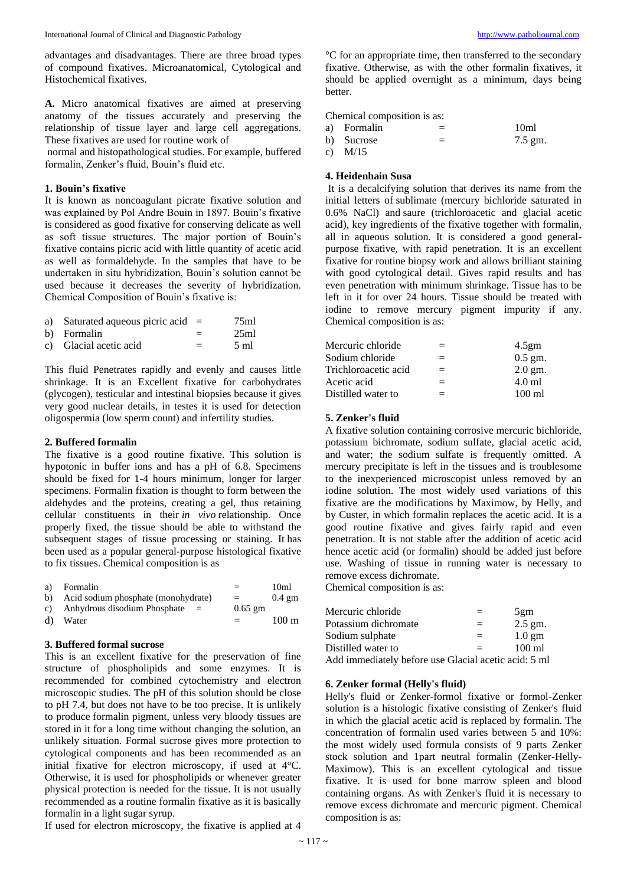advantages and disadvantages. There are three broad types of compound fixatives. Microanatomical, Cytological and Histochemical fixatives.

**A.** Micro anatomical fixatives are aimed at preserving anatomy of the tissues accurately and preserving the relationship of tissue layer and large cell aggregations. These fixatives are used for routine work of normal and histopathological studies. For example, buffered formalin, Zenker's fluid, Bouin's fluid etc.

### 1. Bouin's fixative

It is known as noncoagulant picrate fixative solution and was explained by Pol Andre Bouin in 1897. Bouin's fixative is considered as good fixative for conserving delicate as well as soft tissue structures. The major portion of Bouin's fixative contains picric acid with little quantity of acetic acid as well as formaldehyde. In the samples that have to be undertaken in situ hybridization, Bouin's solution cannot be used because it decreases the severity of hybridization. Chemical Composition of Bouin's fixative is:

| | | | |
|---|---|---|---|
| a) | Saturated aqueous picric acid | = | 75ml |
| b) | Formalin | = | 25ml |
| c) | Glacial acetic acid | = | 5 ml |

This fluid Penetrates rapidly and evenly and causes little shrinkage. It is an Excellent fixative for carbohydrates (glycogen), testicular and intestinal biopsies because it gives very good nuclear details, in testes it is used for detection oligospermia (low sperm count) and infertility studies.

### 2. Buffered formalin

The fixative is a good routine fixative. This solution is hypotonic in buffer ions and has a pH of 6.8. Specimens should be fixed for 1-4 hours minimum, longer for larger specimens. Formalin fixation is thought to form between the aldehydes and the proteins, creating a gel, thus retaining cellular constituents in their *in vivo* relationship. Once properly fixed, the tissue should be able to withstand the subsequent stages of tissue processing or staining. It has been used as a popular general-purpose histological fixative to fix tissues. Chemical composition is as

| | | | |
|---|---|---|---|
| a) | Formalin | = | 10ml |
| b) | Acid sodium phosphate (monohydrate) | = | 0.4 gm |
| c) | Anhydrous disodium Phosphate | = | 0.65 gm |
| d) | Water | = | 100 m |

### 3. Buffered formal sucrose

This is an excellent fixative for the preservation of fine structure of phospholipids and some enzymes. It is recommended for combined cytochemistry and electron microscopic studies. The pH of this solution should be close to pH 7.4, but does not have to be too precise. It is unlikely to produce formalin pigment, unless very bloody tissues are stored in it for a long time without changing the solution, an unlikely situation. Formal sucrose gives more protection to cytological components and has been recommended as an initial fixative for electron microscopy, if used at 4°C. Otherwise, it is used for phospholipids or whenever greater physical protection is needed for the tissue. It is not usually recommended as a routine formalin fixative as it is basically formalin in a light sugar syrup.

If used for electron microscopy, the fixative is applied at 4 °C for an appropriate time, then transferred to the secondary fixative. Otherwise, as with the other formalin fixatives, it should be applied overnight as a minimum, days being better.

Chemical composition is as:

| | | | |
|---|---|---|---|
| a) | Formalin | = | 10ml |
| b) | Sucrose | = | 7.5 gm. |
| c) | M/15 | | |

### 4. Heidenhain Susa

It is a decalcifying solution that derives its name from the initial letters of sublimate (mercury bichloride saturated in 0.6% NaCl) and saure (trichloroacetic and glacial acetic acid), key ingredients of the fixative together with formalin, all in aqueous solution. It is considered a good general-purpose fixative, with rapid penetration. It is an excellent fixative for routine biopsy work and allows brilliant staining with good cytological detail. Gives rapid results and has even penetration with minimum shrinkage. Tissue has to be left in it for over 24 hours. Tissue should be treated with iodine to remove mercury pigment impurity if any. Chemical composition is as:

| | | |
|---|---|---|
| Mercuric chloride | = | 4.5gm |
| Sodium chloride | = | 0.5 gm. |
| Trichloroacetic acid | = | 2.0 gm. |
| Acetic acid | = | 4.0 ml |
| Distilled water to | = | 100 ml |

### 5. Zenker's fluid

A fixative solution containing corrosive mercuric bichloride, potassium bichromate, sodium sulfate, glacial acetic acid, and water; the sodium sulfate is frequently omitted. A mercury precipitate is left in the tissues and is troublesome to the inexperienced microscopist unless removed by an iodine solution. The most widely used variations of this fixative are the modifications by Maximow, by Helly, and by Custer, in which formalin replaces the acetic acid. It is a good routine fixative and gives fairly rapid and even penetration. It is not stable after the addition of acetic acid hence acetic acid (or formalin) should be added just before use. Washing of tissue in running water is necessary to remove excess dichromate.

Chemical composition is as:

| | | |
|---|---|---|
| Mercuric chloride | = | 5gm |
| Potassium dichromate | = | 2.5 gm. |
| Sodium sulphate | = | 1.0 gm |
| Distilled water to | = | 100 ml |

Add immediately before use Glacial acetic acid: 5 ml

### 6. Zenker formal (Helly's fluid)

Helly's fluid or Zenker-formol fixative or formol-Zenker solution is a histologic fixative consisting of Zenker's fluid in which the glacial acetic acid is replaced by formalin. The concentration of formalin used varies between 5 and 10%: the most widely used formula consists of 9 parts Zenker stock solution and 1part neutral formalin (Zenker-Helly-Maximow). This is an excellent cytological and tissue fixative. It is used for bone marrow spleen and blood containing organs. As with Zenker's fluid it is necessary to remove excess dichromate and mercuric pigment. Chemical composition is as: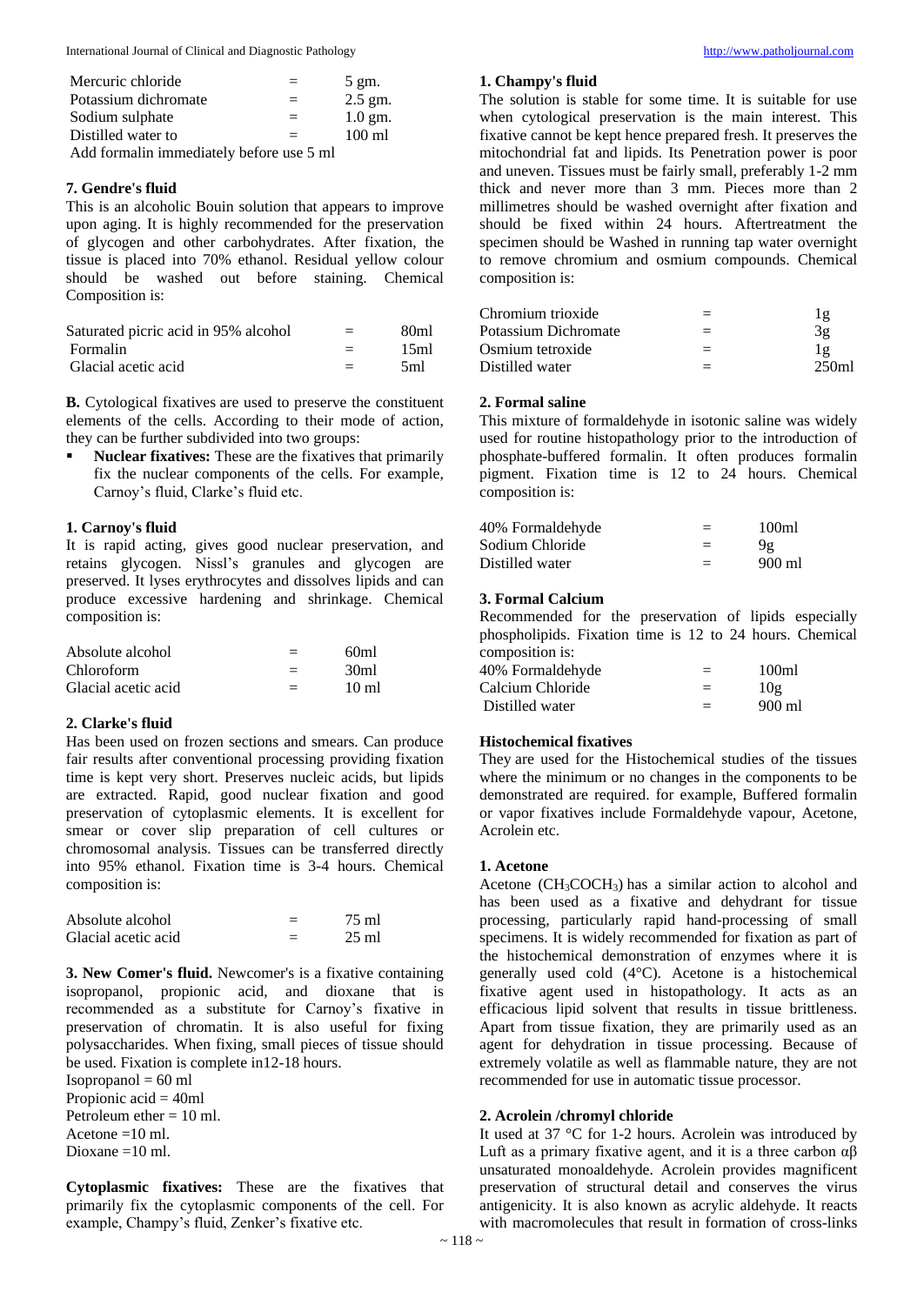| | | |
|---|---|---|
| Mercuric chloride | = | 5 gm. |
| Potassium dichromate | = | 2.5 gm. |
| Sodium sulphate | = | 1.0 gm. |
| Distilled water to | = | 100 ml |

Add formalin immediately before use 5 ml

**7. Gendre's fluid**

This is an alcoholic Bouin solution that appears to improve upon aging. It is highly recommended for the preservation of glycogen and other carbohydrates. After fixation, the tissue is placed into 70% ethanol. Residual yellow colour should be washed out before staining. Chemical Composition is:

| | | |
|---|---|---|
| Saturated picric acid in 95% alcohol | = | 80ml |
| Formalin | = | 15ml |
| Glacial acetic acid | = | 5ml |

**B.** Cytological fixatives are used to preserve the constituent elements of the cells. According to their mode of action, they can be further subdivided into two groups:

- **Nuclear fixatives:** These are the fixatives that primarily fix the nuclear components of the cells. For example, Carnoy's fluid, Clarke's fluid etc.

**1. Carnoy's fluid**

It is rapid acting, gives good nuclear preservation, and retains glycogen. Nissl's granules and glycogen are preserved. It lyses erythrocytes and dissolves lipids and can produce excessive hardening and shrinkage. Chemical composition is:

| | | |
|---|---|---|
| Absolute alcohol | = | 60ml |
| Chloroform | = | 30ml |
| Glacial acetic acid | = | 10 ml |

**2. Clarke's fluid**

Has been used on frozen sections and smears. Can produce fair results after conventional processing providing fixation time is kept very short. Preserves nucleic acids, but lipids are extracted. Rapid, good nuclear fixation and good preservation of cytoplasmic elements. It is excellent for smear or cover slip preparation of cell cultures or chromosomal analysis. Tissues can be transferred directly into 95% ethanol. Fixation time is 3-4 hours. Chemical composition is:

| | | |
|---|---|---|
| Absolute alcohol | = | 75 ml |
| Glacial acetic acid | = | 25 ml |

**3. New Comer's fluid.** Newcomer's is a fixative containing isopropanol, propionic acid, and dioxane that is recommended as a substitute for Carnoy's fixative in preservation of chromatin. It is also useful for fixing polysaccharides. When fixing, small pieces of tissue should be used. Fixation is complete in12-18 hours.

Isopropanol = 60 ml
Propionic acid = 40ml
Petroleum ether = 10 ml.
Acetone =10 ml.
Dioxane =10 ml.

**Cytoplasmic fixatives:** These are the fixatives that primarily fix the cytoplasmic components of the cell. For example, Champy's fluid, Zenker's fixative etc.

**1. Champy's fluid**

The solution is stable for some time. It is suitable for use when cytological preservation is the main interest. This fixative cannot be kept hence prepared fresh. It preserves the mitochondrial fat and lipids. Its Penetration power is poor and uneven. Tissues must be fairly small, preferably 1-2 mm thick and never more than 3 mm. Pieces more than 2 millimetres should be washed overnight after fixation and should be fixed within 24 hours. Aftertreatment the specimen should be Washed in running tap water overnight to remove chromium and osmium compounds. Chemical composition is:

| | | |
|---|---|---|
| Chromium trioxide | = | 1g |
| Potassium Dichromate | = | 3g |
| Osmium tetroxide | = | 1g |
| Distilled water | = | 250ml |

**2. Formal saline**

This mixture of formaldehyde in isotonic saline was widely used for routine histopathology prior to the introduction of phosphate-buffered formalin. It often produces formalin pigment. Fixation time is 12 to 24 hours. Chemical composition is:

| | | |
|---|---|---|
| 40% Formaldehyde | = | 100ml |
| Sodium Chloride | = | 9g |
| Distilled water | = | 900 ml |

**3. Formal Calcium**

Recommended for the preservation of lipids especially phospholipids. Fixation time is 12 to 24 hours. Chemical composition is:

| | | |
|---|---|---|
| 40% Formaldehyde | = | 100ml |
| Calcium Chloride | = | 10g |
| Distilled water | = | 900 ml |

**Histochemical fixatives**

They are used for the Histochemical studies of the tissues where the minimum or no changes in the components to be demonstrated are required. for example, Buffered formalin or vapor fixatives include Formaldehyde vapour, Acetone, Acrolein etc.

**1. Acetone**

Acetone ($CH_3COCH_3$) has a similar action to alcohol and has been used as a fixative and dehydrant for tissue processing, particularly rapid hand-processing of small specimens. It is widely recommended for fixation as part of the histochemical demonstration of enzymes where it is generally used cold (4°C). Acetone is a histochemical fixative agent used in histopathology. It acts as an efficacious lipid solvent that results in tissue brittleness. Apart from tissue fixation, they are primarily used as an agent for dehydration in tissue processing. Because of extremely volatile as well as flammable nature, they are not recommended for use in automatic tissue processor.

**2. Acrolein /chromyl chloride**

It used at 37 °C for 1-2 hours. Acrolein was introduced by Luft as a primary fixative agent, and it is a three carbon αβ unsaturated monoaldehyde. Acrolein provides magnificent preservation of structural detail and conserves the virus antigenicity. It is also known as acrylic aldehyde. It reacts with macromolecules that result in formation of cross-links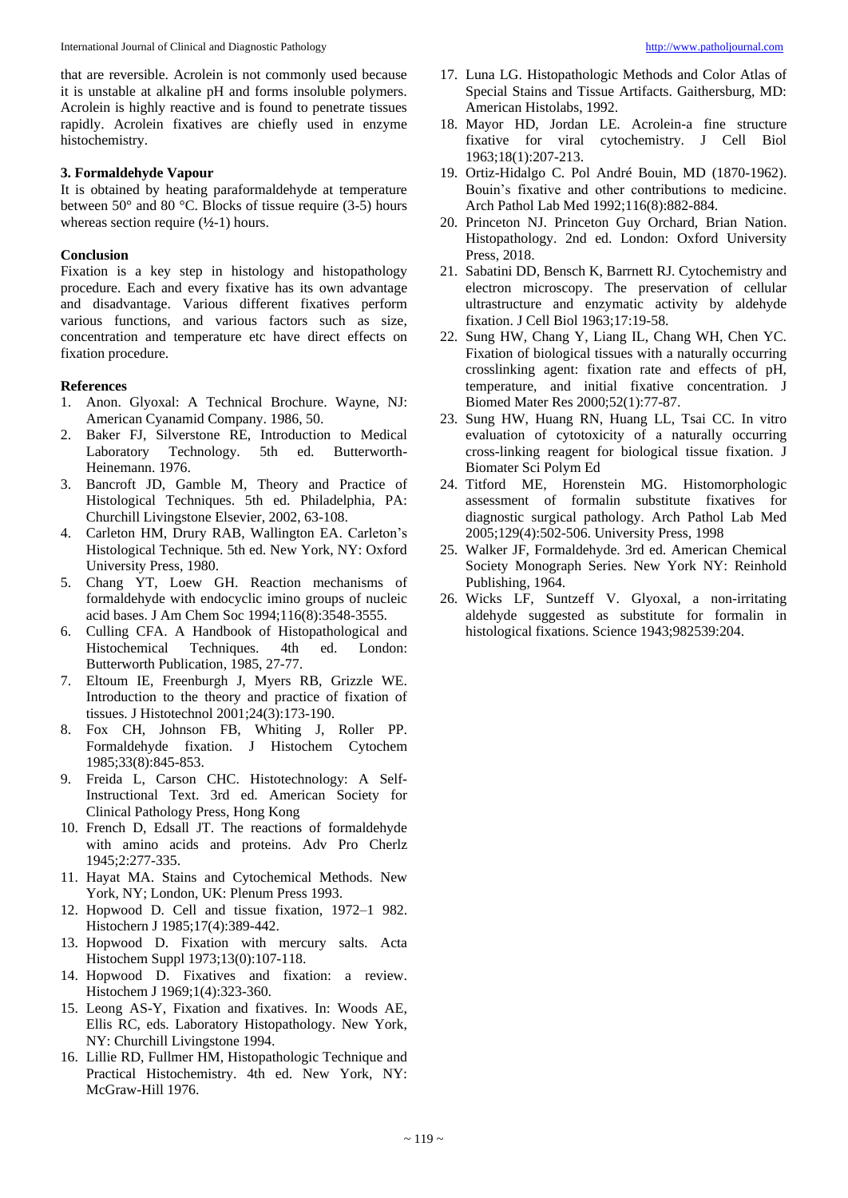that are reversible. Acrolein is not commonly used because it is unstable at alkaline pH and forms insoluble polymers. Acrolein is highly reactive and is found to penetrate tissues rapidly. Acrolein fixatives are chiefly used in enzyme histochemistry.

**3. Formaldehyde Vapour**

It is obtained by heating paraformaldehyde at temperature between 50° and 80 °C. Blocks of tissue require (3-5) hours whereas section require (½-1) hours.

## Conclusion

Fixation is a key step in histology and histopathology procedure. Each and every fixative has its own advantage and disadvantage. Various different fixatives perform various functions, and various factors such as size, concentration and temperature etc have direct effects on fixation procedure.

## References

1. Anon. Glyoxal: A Technical Brochure. Wayne, NJ: American Cyanamid Company. 1986, 50.
2. Baker FJ, Silverstone RE, Introduction to Medical Laboratory Technology. 5th ed. Butterworth-Heinemann. 1976.
3. Bancroft JD, Gamble M, Theory and Practice of Histological Techniques. 5th ed. Philadelphia, PA: Churchill Livingstone Elsevier, 2002, 63-108.
4. Carleton HM, Drury RAB, Wallington EA. Carleton's Histological Technique. 5th ed. New York, NY: Oxford University Press, 1980.
5. Chang YT, Loew GH. Reaction mechanisms of formaldehyde with endocyclic imino groups of nucleic acid bases. J Am Chem Soc 1994;116(8):3548-3555.
6. Culling CFA. A Handbook of Histopathological and Histochemical Techniques. 4th ed. London: Butterworth Publication, 1985, 27-77.
7. Eltoum IE, Freenburgh J, Myers RB, Grizzle WE. Introduction to the theory and practice of fixation of tissues. J Histotechnol 2001;24(3):173-190.
8. Fox CH, Johnson FB, Whiting J, Roller PP. Formaldehyde fixation. J Histochem Cytochem 1985;33(8):845-853.
9. Freida L, Carson CHC. Histotechnology: A Self-Instructional Text. 3rd ed. American Society for Clinical Pathology Press, Hong Kong
10. French D, Edsall JT. The reactions of formaldehyde with amino acids and proteins. Adv Pro Cherlz 1945;2:277-335.
11. Hayat MA. Stains and Cytochemical Methods. New York, NY; London, UK: Plenum Press 1993.
12. Hopwood D. Cell and tissue fixation, 1972–1 982. Histochern J 1985;17(4):389-442.
13. Hopwood D. Fixation with mercury salts. Acta Histochem Suppl 1973;13(0):107-118.
14. Hopwood D. Fixatives and fixation: a review. Histochem J 1969;1(4):323-360.
15. Leong AS-Y, Fixation and fixatives. In: Woods AE, Ellis RC, eds. Laboratory Histopathology. New York, NY: Churchill Livingstone 1994.
16. Lillie RD, Fullmer HM, Histopathologic Technique and Practical Histochemistry. 4th ed. New York, NY: McGraw-Hill 1976.
17. Luna LG. Histopathologic Methods and Color Atlas of Special Stains and Tissue Artifacts. Gaithersburg, MD: American Histolabs, 1992.
18. Mayor HD, Jordan LE. Acrolein-a fine structure fixative for viral cytochemistry. J Cell Biol 1963;18(1):207-213.
19. Ortiz-Hidalgo C. Pol André Bouin, MD (1870-1962). Bouin's fixative and other contributions to medicine. Arch Pathol Lab Med 1992;116(8):882-884.
20. Princeton NJ. Princeton Guy Orchard, Brian Nation. Histopathology. 2nd ed. London: Oxford University Press, 2018.
21. Sabatini DD, Bensch K, Barrnett RJ. Cytochemistry and electron microscopy. The preservation of cellular ultrastructure and enzymatic activity by aldehyde fixation. J Cell Biol 1963;17:19-58.
22. Sung HW, Chang Y, Liang IL, Chang WH, Chen YC. Fixation of biological tissues with a naturally occurring crosslinking agent: fixation rate and effects of pH, temperature, and initial fixative concentration. J Biomed Mater Res 2000;52(1):77-87.
23. Sung HW, Huang RN, Huang LL, Tsai CC. In vitro evaluation of cytotoxicity of a naturally occurring cross-linking reagent for biological tissue fixation. J Biomater Sci Polym Ed
24. Titford ME, Horenstein MG. Histomorphologic assessment of formalin substitute fixatives for diagnostic surgical pathology. Arch Pathol Lab Med 2005;129(4):502-506. University Press, 1998
25. Walker JF, Formaldehyde. 3rd ed. American Chemical Society Monograph Series. New York NY: Reinhold Publishing, 1964.
26. Wicks LF, Suntzeff V. Glyoxal, a non-irritating aldehyde suggested as substitute for formalin in histological fixations. Science 1943;982539:204.